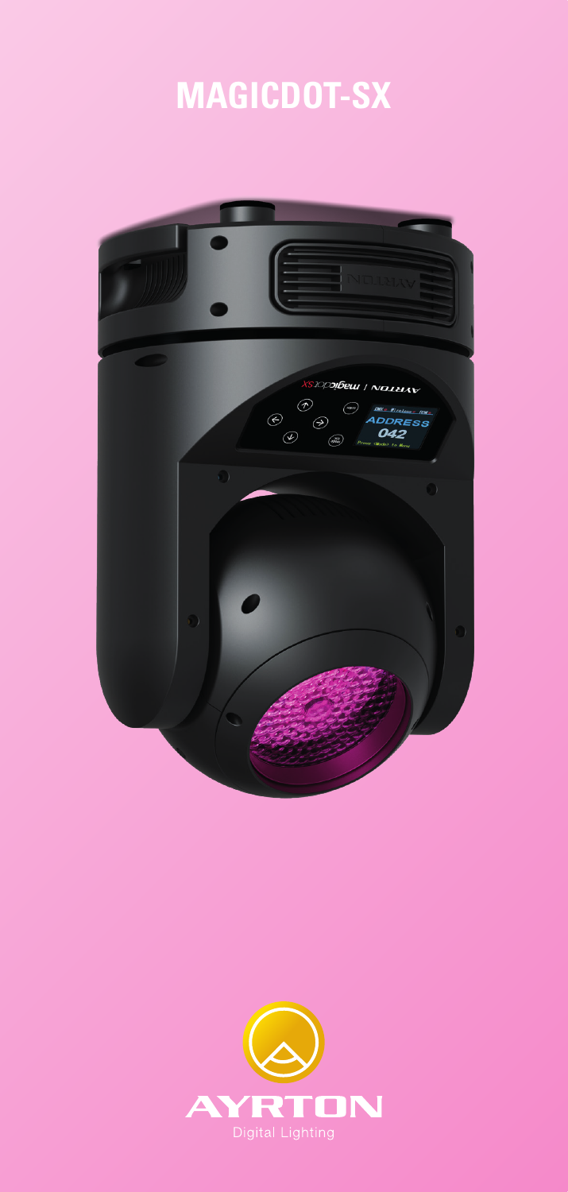# MAGICDOT-SX

AYRTON

Digital Lighting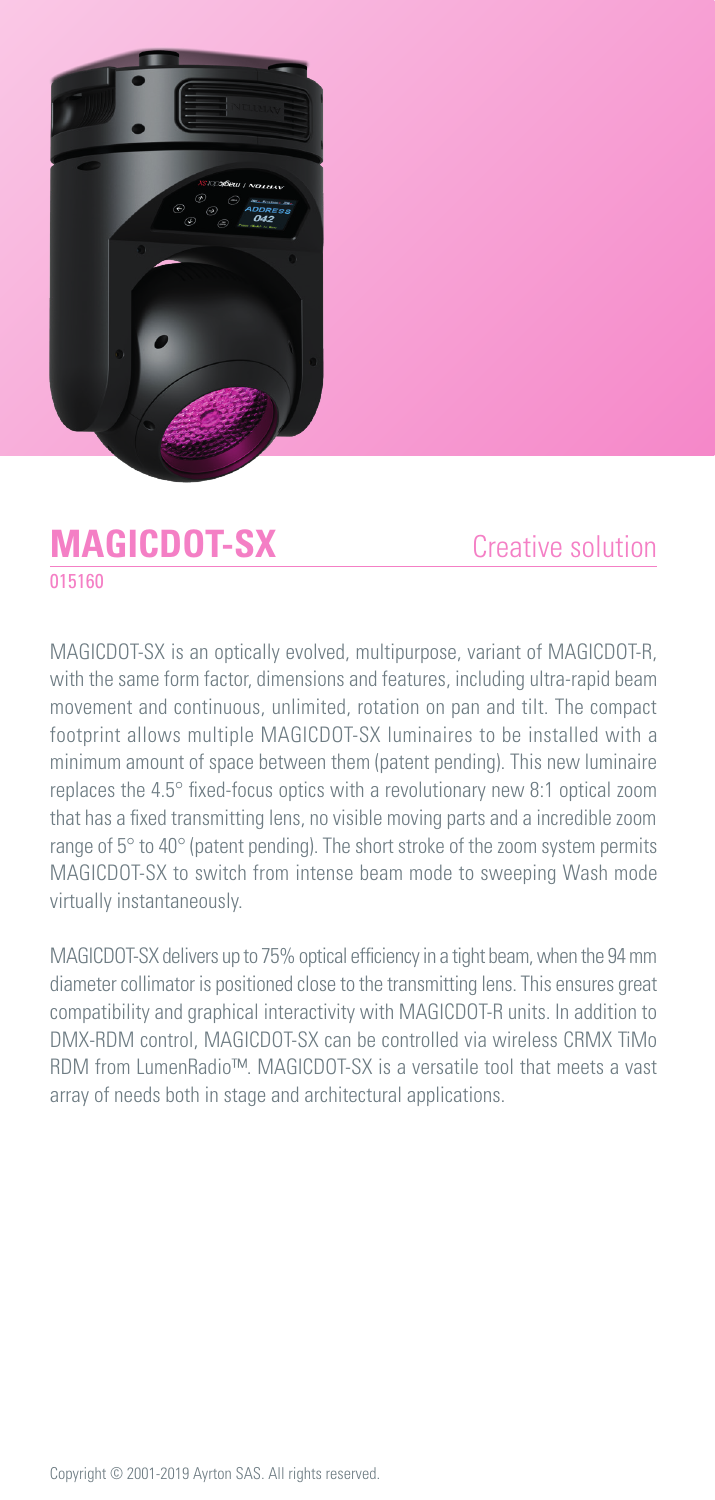# MAGICDOT-SX

Creative solution

015160

MAGICDOT-SX is an optically evolved, multipurpose, variant of MAGICDOT-R, with the same form factor, dimensions and features, including ultra-rapid beam movement and continuous, unlimited, rotation on pan and tilt. The compact footprint allows multiple MAGICDOT-SX luminaires to be installed with a minimum amount of space between them (patent pending). This new luminaire replaces the 4.5° fixed-focus optics with a revolutionary new 8:1 optical zoom that has a fixed transmitting lens, no visible moving parts and a incredible zoom range of 5° to 40° (patent pending). The short stroke of the zoom system permits MAGICDOT-SX to switch from intense beam mode to sweeping Wash mode virtually instantaneously.

MAGICDOT-SX delivers up to 75% optical efficiency in a tight beam, when the 94 mm diameter collimator is positioned close to the transmitting lens. This ensures great compatibility and graphical interactivity with MAGICDOT-R units. In addition to DMX-RDM control, MAGICDOT-SX can be controlled via wireless CRMX TiMo RDM from LumenRadio™. MAGICDOT-SX is a versatile tool that meets a vast array of needs both in stage and architectural applications.

Copyright © 2001-2019 Ayrton SAS. All rights reserved.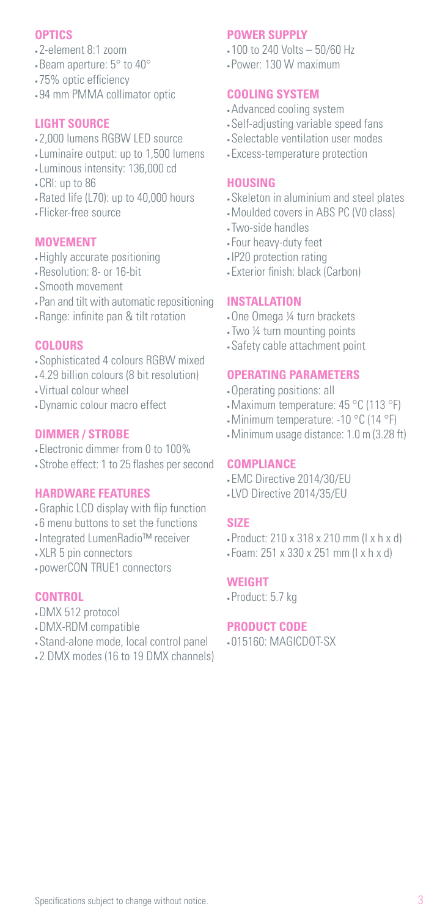## OPTICS

- 2-element 8:1 zoom
- Beam aperture: 5° to 40°
- 75% optic efficiency
- 94 mm PMMA collimator optic

## LIGHT SOURCE

- 2,000 lumens RGBW LED source
- Luminaire output: up to 1,500 lumens
- Luminous intensity: 136,000 cd
- CRI: up to 86
- Rated life (L70): up to 40,000 hours
- Flicker-free source

## MOVEMENT

- Highly accurate positioning
- Resolution: 8- or 16-bit
- Smooth movement
- Pan and tilt with automatic repositioning
- Range: infinite pan & tilt rotation

## COLOURS

- Sophisticated 4 colours RGBW mixed
- 4.29 billion colours (8 bit resolution)
- Virtual colour wheel
- Dynamic colour macro effect

## DIMMER / STROBE

- Electronic dimmer from 0 to 100%
- Strobe effect: 1 to 25 flashes per second

## HARDWARE FEATURES

- Graphic LCD display with flip function
- 6 menu buttons to set the functions
- Integrated LumenRadio™ receiver
- XLR 5 pin connectors
- powerCON TRUE1 connectors

## CONTROL

- DMX 512 protocol
- DMX-RDM compatible
- Stand-alone mode, local control panel
- 2 DMX modes (16 to 19 DMX channels)

## POWER SUPPLY

- 100 to 240 Volts – 50/60 Hz
- Power: 130 W maximum

## COOLING SYSTEM

- Advanced cooling system
- Self-adjusting variable speed fans
- Selectable ventilation user modes
- Excess-temperature protection

## HOUSING

- Skeleton in aluminium and steel plates
- Moulded covers in ABS PC (V0 class)
- Two-side handles
- Four heavy-duty feet
- IP20 protection rating
- Exterior finish: black (Carbon)

## INSTALLATION

- One Omega ¼ turn brackets
- Two ¼ turn mounting points
- Safety cable attachment point

## OPERATING PARAMETERS

- Operating positions: all
- Maximum temperature: 45 °C (113 °F)
- Minimum temperature: -10 °C (14 °F)
- Minimum usage distance: 1.0 m (3.28 ft)

## COMPLIANCE

- EMC Directive 2014/30/EU
- LVD Directive 2014/35/EU

## SIZE

- Product: 210 x 318 x 210 mm (l x h x d)
- Foam: 251 x 330 x 251 mm (l x h x d)

## WEIGHT

- Product: 5.7 kg

## PRODUCT CODE

- 015160: MAGICDOT-SX

Specifications subject to change without notice.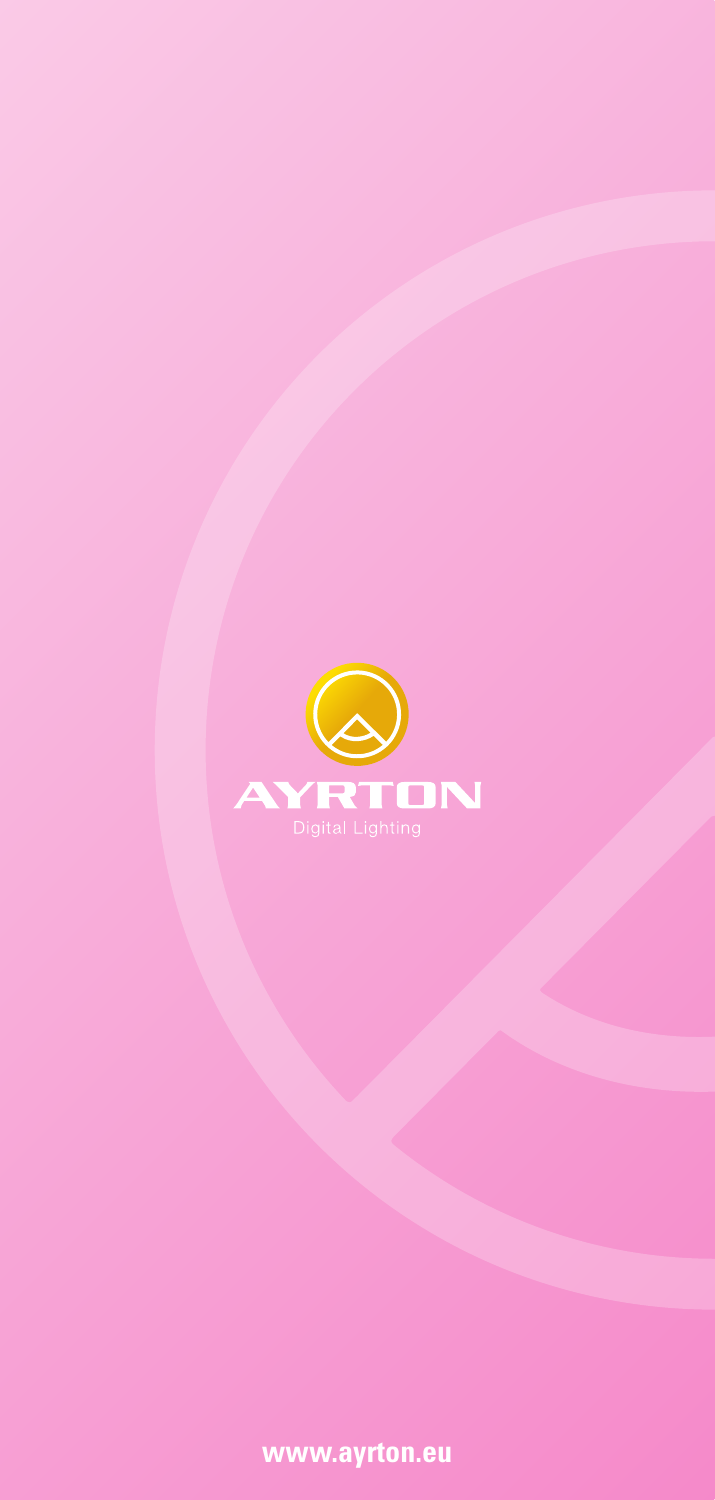AYRTON

Digital Lighting

**www.ayrton.eu**